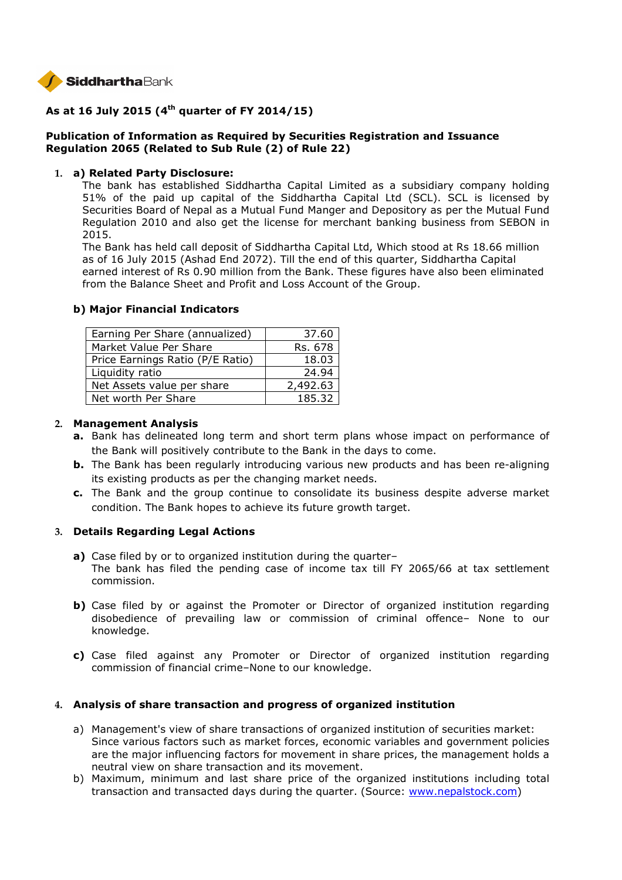**Siddhartha Bank**

## As at 16 July 2015 (4th quarter of FY 2014/15)

### Publication of Information as Required by Securities Registration and Issuance Regulation 2065 (Related to Sub Rule (2) of Rule 22)

1. **a) Related Party Disclosure:**

   The bank has established Siddhartha Capital Limited as a subsidiary company holding 51% of the paid up capital of the Siddhartha Capital Ltd (SCL). SCL is licensed by Securities Board of Nepal as a Mutual Fund Manger and Depository as per the Mutual Fund Regulation 2010 and also get the license for merchant banking business from SEBON in 2015.

   The Bank has held call deposit of Siddhartha Capital Ltd, Which stood at Rs 18.66 million as of 16 July 2015 (Ashad End 2072). Till the end of this quarter, Siddhartha Capital earned interest of Rs 0.90 million from the Bank. These figures have also been eliminated from the Balance Sheet and Profit and Loss Account of the Group.

   **b) Major Financial Indicators**

   | Earning Per Share (annualized) | 37.60 |
   |---|---|
   | Market Value Per Share | Rs. 678 |
   | Price Earnings Ratio (P/E Ratio) | 18.03 |
   | Liquidity ratio | 24.94 |
   | Net Assets value per share | 2,492.63 |
   | Net worth Per Share | 185.32 |

2. **Management Analysis**
   - **a.** Bank has delineated long term and short term plans whose impact on performance of the Bank will positively contribute to the Bank in the days to come.
   - **b.** The Bank has been regularly introducing various new products and has been re-aligning its existing products as per the changing market needs.
   - **c.** The Bank and the group continue to consolidate its business despite adverse market condition. The Bank hopes to achieve its future growth target.

3. **Details Regarding Legal Actions**
   - **a)** Case filed by or to organized institution during the quarter–
     The bank has filed the pending case of income tax till FY 2065/66 at tax settlement commission.
   - **b)** Case filed by or against the Promoter or Director of organized institution regarding disobedience of prevailing law or commission of criminal offence– None to our knowledge.
   - **c)** Case filed against any Promoter or Director of organized institution regarding commission of financial crime–None to our knowledge.

4. **Analysis of share transaction and progress of organized institution**
   - a) Management's view of share transactions of organized institution of securities market:
     Since various factors such as market forces, economic variables and government policies are the major influencing factors for movement in share prices, the management holds a neutral view on share transaction and its movement.
   - b) Maximum, minimum and last share price of the organized institutions including total transaction and transacted days during the quarter. (Source: www.nepalstock.com)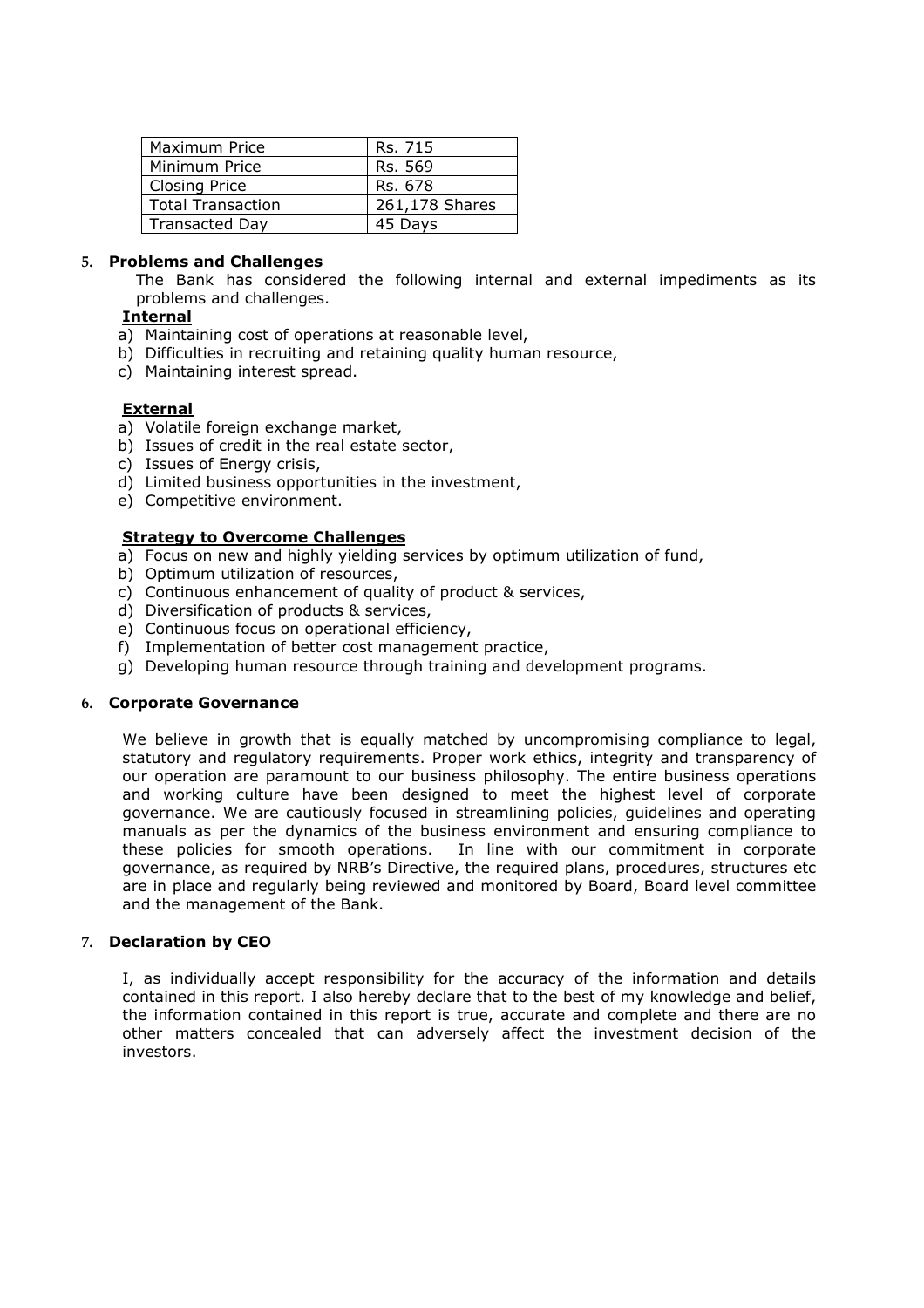| | |
|---|---|
| Maximum Price | Rs. 715 |
| Minimum Price | Rs. 569 |
| Closing Price | Rs. 678 |
| Total Transaction | 261,178 Shares |
| Transacted Day | 45 Days |

## 5. Problems and Challenges

The Bank has considered the following internal and external impediments as its problems and challenges.

**Internal**

a) Maintaining cost of operations at reasonable level,
b) Difficulties in recruiting and retaining quality human resource,
c) Maintaining interest spread.

**External**

a) Volatile foreign exchange market,
b) Issues of credit in the real estate sector,
c) Issues of Energy crisis,
d) Limited business opportunities in the investment,
e) Competitive environment.

**Strategy to Overcome Challenges**

a) Focus on new and highly yielding services by optimum utilization of fund,
b) Optimum utilization of resources,
c) Continuous enhancement of quality of product & services,
d) Diversification of products & services,
e) Continuous focus on operational efficiency,
f) Implementation of better cost management practice,
g) Developing human resource through training and development programs.

## 6. Corporate Governance

We believe in growth that is equally matched by uncompromising compliance to legal, statutory and regulatory requirements. Proper work ethics, integrity and transparency of our operation are paramount to our business philosophy. The entire business operations and working culture have been designed to meet the highest level of corporate governance. We are cautiously focused in streamlining policies, guidelines and operating manuals as per the dynamics of the business environment and ensuring compliance to these policies for smooth operations. In line with our commitment in corporate governance, as required by NRB's Directive, the required plans, procedures, structures etc are in place and regularly being reviewed and monitored by Board, Board level committee and the management of the Bank.

## 7. Declaration by CEO

I, as individually accept responsibility for the accuracy of the information and details contained in this report. I also hereby declare that to the best of my knowledge and belief, the information contained in this report is true, accurate and complete and there are no other matters concealed that can adversely affect the investment decision of the investors.